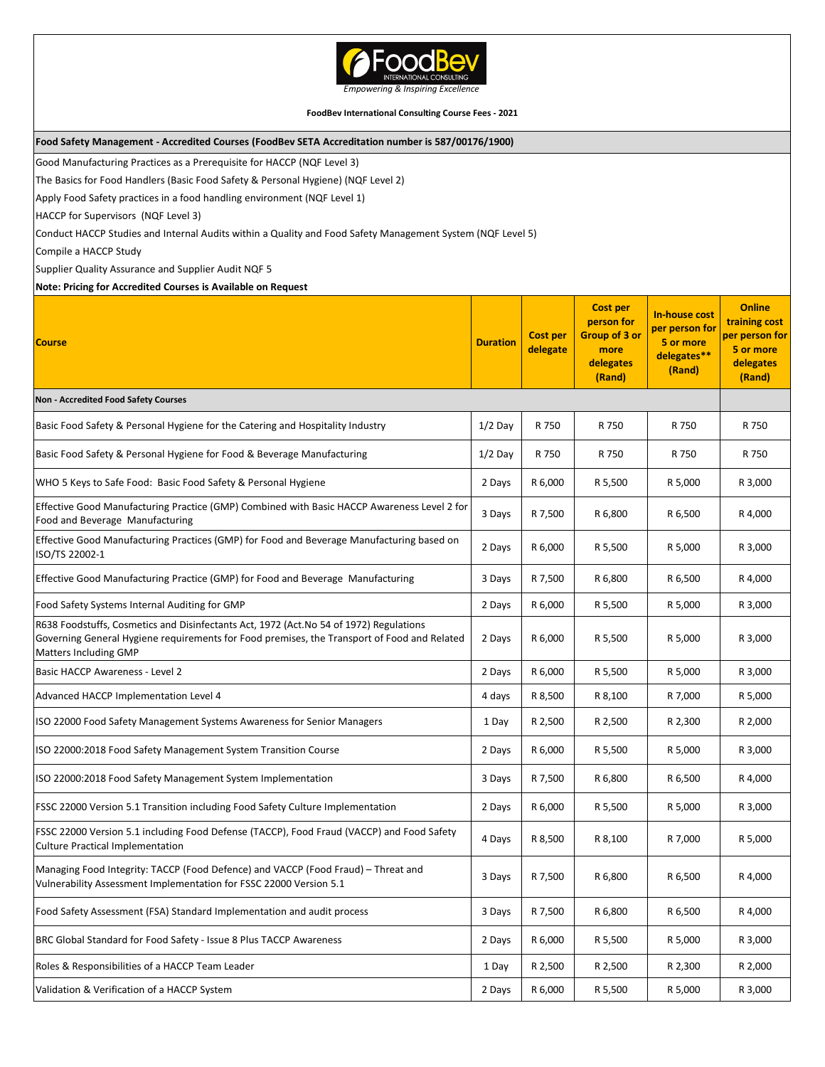FoodBev INTERNATIONAL CONSULTING

*Empowering & Inspiring Excellence*

**FoodBev International Consulting Course Fees - 2021**

**Food Safety Management - Accredited Courses (FoodBev SETA Accreditation number is 587/00176/1900)**

Good Manufacturing Practices as a Prerequisite for HACCP (NQF Level 3)

The Basics for Food Handlers (Basic Food Safety & Personal Hygiene) (NQF Level 2)

Apply Food Safety practices in a food handling environment (NQF Level 1)

HACCP for Supervisors (NQF Level 3)

Conduct HACCP Studies and Internal Audits within a Quality and Food Safety Management System (NQF Level 5)

Compile a HACCP Study

Supplier Quality Assurance and Supplier Audit NQF 5

**Note: Pricing for Accredited Courses is Available on Request**

| Course | Duration | Cost per delegate | Cost per person for Group of 3 or more delegates (Rand) | In-house cost per person for 5 or more delegates** (Rand) | Online training cost per person for 5 or more delegates (Rand) |
|---|---|---|---|---|---|
| **Non - Accredited Food Safety Courses** | | | | | |
| Basic Food Safety & Personal Hygiene for the Catering and Hospitality Industry | 1/2 Day | R 750 | R 750 | R 750 | R 750 |
| Basic Food Safety & Personal Hygiene for Food & Beverage Manufacturing | 1/2 Day | R 750 | R 750 | R 750 | R 750 |
| WHO 5 Keys to Safe Food: Basic Food Safety & Personal Hygiene | 2 Days | R 6,000 | R 5,500 | R 5,000 | R 3,000 |
| Effective Good Manufacturing Practice (GMP) Combined with Basic HACCP Awareness Level 2 for Food and Beverage Manufacturing | 3 Days | R 7,500 | R 6,800 | R 6,500 | R 4,000 |
| Effective Good Manufacturing Practices (GMP) for Food and Beverage Manufacturing based on ISO/TS 22002-1 | 2 Days | R 6,000 | R 5,500 | R 5,000 | R 3,000 |
| Effective Good Manufacturing Practice (GMP) for Food and Beverage Manufacturing | 3 Days | R 7,500 | R 6,800 | R 6,500 | R 4,000 |
| Food Safety Systems Internal Auditing for GMP | 2 Days | R 6,000 | R 5,500 | R 5,000 | R 3,000 |
| R638 Foodstuffs, Cosmetics and Disinfectants Act, 1972 (Act.No 54 of 1972) Regulations Governing General Hygiene requirements for Food premises, the Transport of Food and Related Matters Including GMP | 2 Days | R 6,000 | R 5,500 | R 5,000 | R 3,000 |
| Basic HACCP Awareness - Level 2 | 2 Days | R 6,000 | R 5,500 | R 5,000 | R 3,000 |
| Advanced HACCP Implementation Level 4 | 4 days | R 8,500 | R 8,100 | R 7,000 | R 5,000 |
| ISO 22000 Food Safety Management Systems Awareness for Senior Managers | 1 Day | R 2,500 | R 2,500 | R 2,300 | R 2,000 |
| ISO 22000:2018 Food Safety Management System Transition Course | 2 Days | R 6,000 | R 5,500 | R 5,000 | R 3,000 |
| ISO 22000:2018 Food Safety Management System Implementation | 3 Days | R 7,500 | R 6,800 | R 6,500 | R 4,000 |
| FSSC 22000 Version 5.1 Transition including Food Safety Culture Implementation | 2 Days | R 6,000 | R 5,500 | R 5,000 | R 3,000 |
| FSSC 22000 Version 5.1 including Food Defense (TACCP), Food Fraud (VACCP) and Food Safety Culture Practical Implementation | 4 Days | R 8,500 | R 8,100 | R 7,000 | R 5,000 |
| Managing Food Integrity: TACCP (Food Defence) and VACCP (Food Fraud) – Threat and Vulnerability Assessment Implementation for FSSC 22000 Version 5.1 | 3 Days | R 7,500 | R 6,800 | R 6,500 | R 4,000 |
| Food Safety Assessment (FSA) Standard Implementation and audit process | 3 Days | R 7,500 | R 6,800 | R 6,500 | R 4,000 |
| BRC Global Standard for Food Safety - Issue 8 Plus TACCP Awareness | 2 Days | R 6,000 | R 5,500 | R 5,000 | R 3,000 |
| Roles & Responsibilities of a HACCP Team Leader | 1 Day | R 2,500 | R 2,500 | R 2,300 | R 2,000 |
| Validation & Verification of a HACCP System | 2 Days | R 6,000 | R 5,500 | R 5,000 | R 3,000 |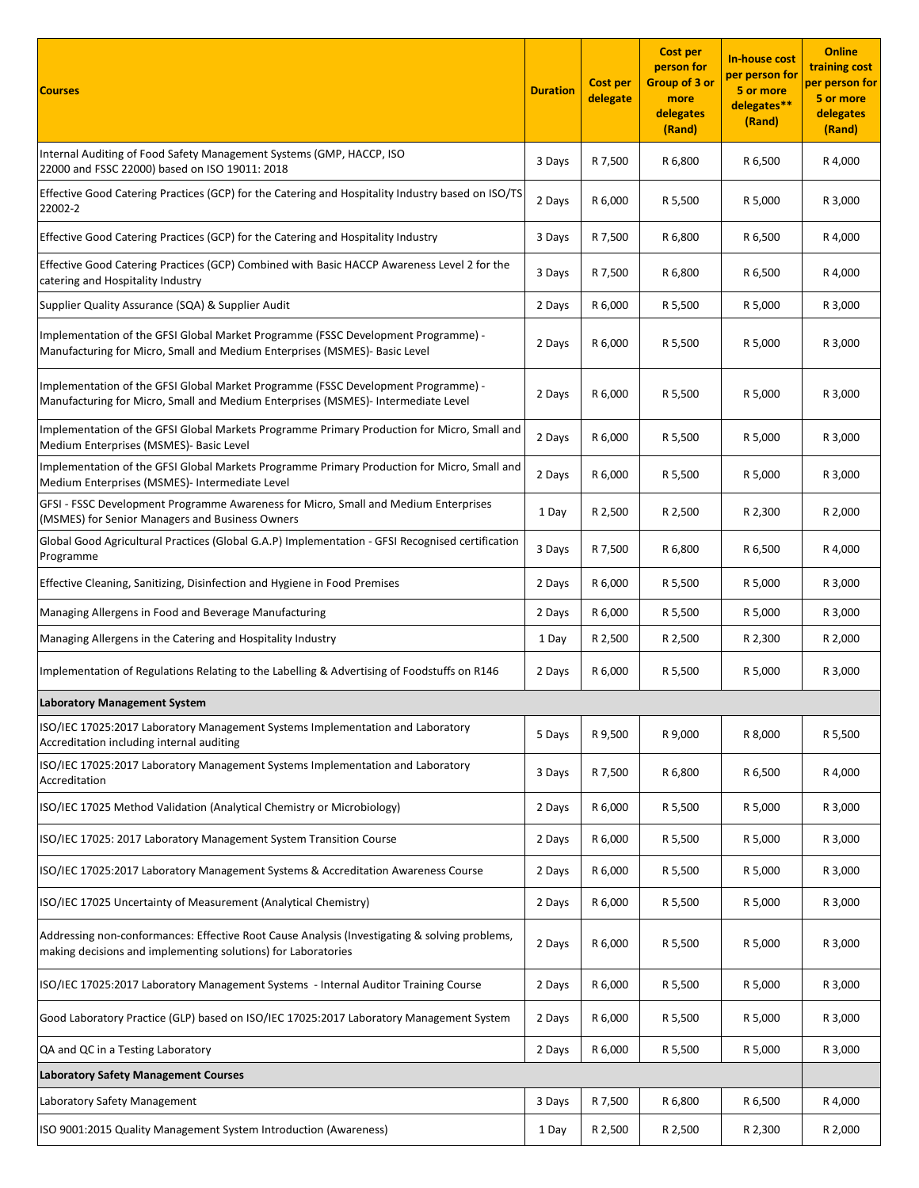| Courses | Duration | Cost per delegate | Cost per person for Group of 3 or more delegates (Rand) | In-house cost per person for 5 or more delegates** (Rand) | Online training cost per person for 5 or more delegates (Rand) |
|---|---|---|---|---|---|
| Internal Auditing of Food Safety Management Systems (GMP, HACCP, ISO 22000 and FSSC 22000) based on ISO 19011: 2018 | 3 Days | R 7,500 | R 6,800 | R 6,500 | R 4,000 |
| Effective Good Catering Practices (GCP) for the Catering and Hospitality Industry based on ISO/TS 22002-2 | 2 Days | R 6,000 | R 5,500 | R 5,000 | R 3,000 |
| Effective Good Catering Practices (GCP) for the Catering and Hospitality Industry | 3 Days | R 7,500 | R 6,800 | R 6,500 | R 4,000 |
| Effective Good Catering Practices (GCP) Combined with Basic HACCP Awareness Level 2 for the catering and Hospitality Industry | 3 Days | R 7,500 | R 6,800 | R 6,500 | R 4,000 |
| Supplier Quality Assurance (SQA) & Supplier Audit | 2 Days | R 6,000 | R 5,500 | R 5,000 | R 3,000 |
| Implementation of the GFSI Global Market Programme (FSSC Development Programme) - Manufacturing for Micro, Small and Medium Enterprises (MSMES)- Basic Level | 2 Days | R 6,000 | R 5,500 | R 5,000 | R 3,000 |
| Implementation of the GFSI Global Market Programme (FSSC Development Programme) - Manufacturing for Micro, Small and Medium Enterprises (MSMES)- Intermediate Level | 2 Days | R 6,000 | R 5,500 | R 5,000 | R 3,000 |
| Implementation of the GFSI Global Markets Programme Primary Production for Micro, Small and Medium Enterprises (MSMES)- Basic Level | 2 Days | R 6,000 | R 5,500 | R 5,000 | R 3,000 |
| Implementation of the GFSI Global Markets Programme Primary Production for Micro, Small and Medium Enterprises (MSMES)- Intermediate Level | 2 Days | R 6,000 | R 5,500 | R 5,000 | R 3,000 |
| GFSI - FSSC Development Programme Awareness for Micro, Small and Medium Enterprises (MSMES) for Senior Managers and Business Owners | 1 Day | R 2,500 | R 2,500 | R 2,300 | R 2,000 |
| Global Good Agricultural Practices (Global G.A.P) Implementation - GFSI Recognised certification Programme | 3 Days | R 7,500 | R 6,800 | R 6,500 | R 4,000 |
| Effective Cleaning, Sanitizing, Disinfection and Hygiene in Food Premises | 2 Days | R 6,000 | R 5,500 | R 5,000 | R 3,000 |
| Managing Allergens in Food and Beverage Manufacturing | 2 Days | R 6,000 | R 5,500 | R 5,000 | R 3,000 |
| Managing Allergens in the Catering and Hospitality Industry | 1 Day | R 2,500 | R 2,500 | R 2,300 | R 2,000 |
| Implementation of Regulations Relating to the Labelling & Advertising of Foodstuffs on R146 | 2 Days | R 6,000 | R 5,500 | R 5,000 | R 3,000 |
| **Laboratory Management System** | | | | | |
| ISO/IEC 17025:2017 Laboratory Management Systems Implementation and Laboratory Accreditation including internal auditing | 5 Days | R 9,500 | R 9,000 | R 8,000 | R 5,500 |
| ISO/IEC 17025:2017 Laboratory Management Systems Implementation and Laboratory Accreditation | 3 Days | R 7,500 | R 6,800 | R 6,500 | R 4,000 |
| ISO/IEC 17025 Method Validation (Analytical Chemistry or Microbiology) | 2 Days | R 6,000 | R 5,500 | R 5,000 | R 3,000 |
| ISO/IEC 17025: 2017 Laboratory Management System Transition Course | 2 Days | R 6,000 | R 5,500 | R 5,000 | R 3,000 |
| ISO/IEC 17025:2017 Laboratory Management Systems & Accreditation Awareness Course | 2 Days | R 6,000 | R 5,500 | R 5,000 | R 3,000 |
| ISO/IEC 17025 Uncertainty of Measurement (Analytical Chemistry) | 2 Days | R 6,000 | R 5,500 | R 5,000 | R 3,000 |
| Addressing non-conformances: Effective Root Cause Analysis (Investigating & solving problems, making decisions and implementing solutions) for Laboratories | 2 Days | R 6,000 | R 5,500 | R 5,000 | R 3,000 |
| ISO/IEC 17025:2017 Laboratory Management Systems - Internal Auditor Training Course | 2 Days | R 6,000 | R 5,500 | R 5,000 | R 3,000 |
| Good Laboratory Practice (GLP) based on ISO/IEC 17025:2017 Laboratory Management System | 2 Days | R 6,000 | R 5,500 | R 5,000 | R 3,000 |
| QA and QC in a Testing Laboratory | 2 Days | R 6,000 | R 5,500 | R 5,000 | R 3,000 |
| **Laboratory Safety Management Courses** | | | | | |
| Laboratory Safety Management | 3 Days | R 7,500 | R 6,800 | R 6,500 | R 4,000 |
| ISO 9001:2015 Quality Management System Introduction (Awareness) | 1 Day | R 2,500 | R 2,500 | R 2,300 | R 2,000 |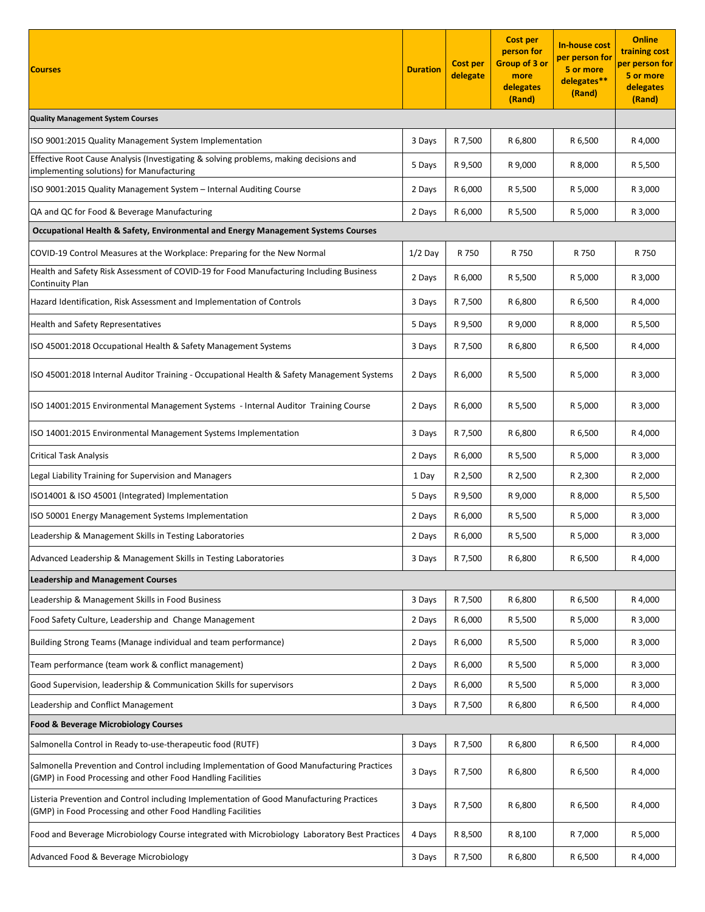| Courses | Duration | Cost per delegate | Cost per person for Group of 3 or more delegates (Rand) | In-house cost per person for 5 or more delegates** (Rand) | Online training cost per person for 5 or more delegates (Rand) |
|---|---|---|---|---|---|
| **Quality Management System Courses** | | | | | |
| ISO 9001:2015 Quality Management System Implementation | 3 Days | R 7,500 | R 6,800 | R 6,500 | R 4,000 |
| Effective Root Cause Analysis (Investigating & solving problems, making decisions and implementing solutions) for Manufacturing | 5 Days | R 9,500 | R 9,000 | R 8,000 | R 5,500 |
| ISO 9001:2015 Quality Management System – Internal Auditing Course | 2 Days | R 6,000 | R 5,500 | R 5,000 | R 3,000 |
| QA and QC for Food & Beverage Manufacturing | 2 Days | R 6,000 | R 5,500 | R 5,000 | R 3,000 |
| **Occupational Health & Safety, Environmental and Energy Management Systems Courses** | | | | | |
| COVID-19 Control Measures at the Workplace: Preparing for the New Normal | 1/2 Day | R 750 | R 750 | R 750 | R 750 |
| Health and Safety Risk Assessment of COVID-19 for Food Manufacturing Including Business Continuity Plan | 2 Days | R 6,000 | R 5,500 | R 5,000 | R 3,000 |
| Hazard Identification, Risk Assessment and Implementation of Controls | 3 Days | R 7,500 | R 6,800 | R 6,500 | R 4,000 |
| Health and Safety Representatives | 5 Days | R 9,500 | R 9,000 | R 8,000 | R 5,500 |
| ISO 45001:2018 Occupational Health & Safety Management Systems | 3 Days | R 7,500 | R 6,800 | R 6,500 | R 4,000 |
| ISO 45001:2018 Internal Auditor Training - Occupational Health & Safety Management Systems | 2 Days | R 6,000 | R 5,500 | R 5,000 | R 3,000 |
| ISO 14001:2015 Environmental Management Systems - Internal Auditor Training Course | 2 Days | R 6,000 | R 5,500 | R 5,000 | R 3,000 |
| ISO 14001:2015 Environmental Management Systems Implementation | 3 Days | R 7,500 | R 6,800 | R 6,500 | R 4,000 |
| Critical Task Analysis | 2 Days | R 6,000 | R 5,500 | R 5,000 | R 3,000 |
| Legal Liability Training for Supervision and Managers | 1 Day | R 2,500 | R 2,500 | R 2,300 | R 2,000 |
| ISO14001 & ISO 45001 (Integrated) Implementation | 5 Days | R 9,500 | R 9,000 | R 8,000 | R 5,500 |
| ISO 50001 Energy Management Systems Implementation | 2 Days | R 6,000 | R 5,500 | R 5,000 | R 3,000 |
| Leadership & Management Skills in Testing Laboratories | 2 Days | R 6,000 | R 5,500 | R 5,000 | R 3,000 |
| Advanced Leadership & Management Skills in Testing Laboratories | 3 Days | R 7,500 | R 6,800 | R 6,500 | R 4,000 |
| **Leadership and Management Courses** | | | | | |
| Leadership & Management Skills in Food Business | 3 Days | R 7,500 | R 6,800 | R 6,500 | R 4,000 |
| Food Safety Culture, Leadership and Change Management | 2 Days | R 6,000 | R 5,500 | R 5,000 | R 3,000 |
| Building Strong Teams (Manage individual and team performance) | 2 Days | R 6,000 | R 5,500 | R 5,000 | R 3,000 |
| Team performance (team work & conflict management) | 2 Days | R 6,000 | R 5,500 | R 5,000 | R 3,000 |
| Good Supervision, leadership & Communication Skills for supervisors | 2 Days | R 6,000 | R 5,500 | R 5,000 | R 3,000 |
| Leadership and Conflict Management | 3 Days | R 7,500 | R 6,800 | R 6,500 | R 4,000 |
| **Food & Beverage Microbiology Courses** | | | | | |
| Salmonella Control in Ready to-use-therapeutic food (RUTF) | 3 Days | R 7,500 | R 6,800 | R 6,500 | R 4,000 |
| Salmonella Prevention and Control including Implementation of Good Manufacturing Practices (GMP) in Food Processing and other Food Handling Facilities | 3 Days | R 7,500 | R 6,800 | R 6,500 | R 4,000 |
| Listeria Prevention and Control including Implementation of Good Manufacturing Practices (GMP) in Food Processing and other Food Handling Facilities | 3 Days | R 7,500 | R 6,800 | R 6,500 | R 4,000 |
| Food and Beverage Microbiology Course integrated with Microbiology Laboratory Best Practices | 4 Days | R 8,500 | R 8,100 | R 7,000 | R 5,000 |
| Advanced Food & Beverage Microbiology | 3 Days | R 7,500 | R 6,800 | R 6,500 | R 4,000 |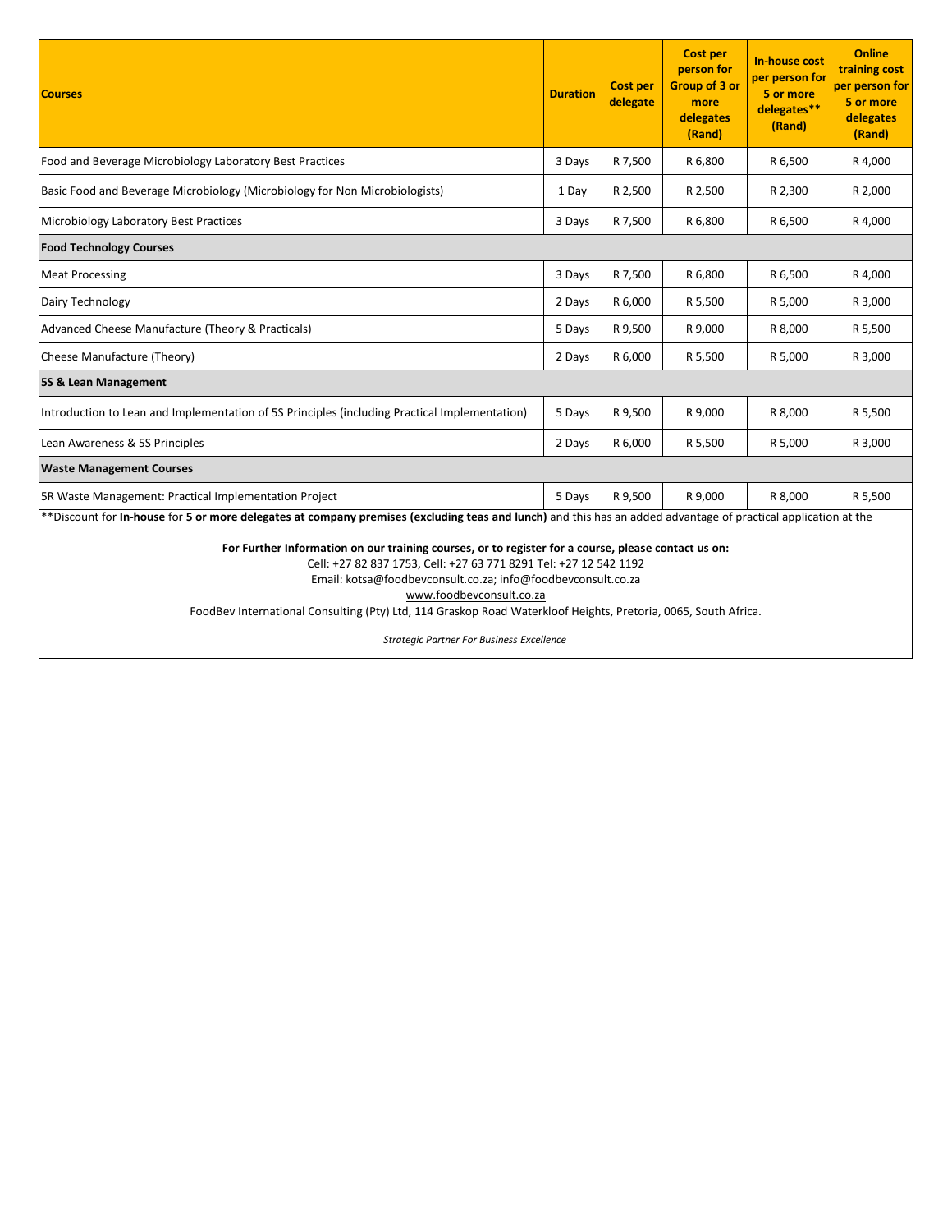| Courses | Duration | Cost per delegate | Cost per person for Group of 3 or more delegates (Rand) | In-house cost per person for 5 or more delegates** (Rand) | Online training cost per person for 5 or more delegates (Rand) |
|---|---|---|---|---|---|
| Food and Beverage Microbiology Laboratory Best Practices | 3 Days | R 7,500 | R 6,800 | R 6,500 | R 4,000 |
| Basic Food and Beverage Microbiology (Microbiology for Non Microbiologists) | 1 Day | R 2,500 | R 2,500 | R 2,300 | R 2,000 |
| Microbiology Laboratory Best Practices | 3 Days | R 7,500 | R 6,800 | R 6,500 | R 4,000 |
| **Food Technology Courses** | | | | | |
| Meat Processing | 3 Days | R 7,500 | R 6,800 | R 6,500 | R 4,000 |
| Dairy Technology | 2 Days | R 6,000 | R 5,500 | R 5,000 | R 3,000 |
| Advanced Cheese Manufacture (Theory & Practicals) | 5 Days | R 9,500 | R 9,000 | R 8,000 | R 5,500 |
| Cheese Manufacture (Theory) | 2 Days | R 6,000 | R 5,500 | R 5,000 | R 3,000 |
| **5S & Lean Management** | | | | | |
| Introduction to Lean and Implementation of 5S Principles (including Practical Implementation) | 5 Days | R 9,500 | R 9,000 | R 8,000 | R 5,500 |
| Lean Awareness & 5S Principles | 2 Days | R 6,000 | R 5,500 | R 5,000 | R 3,000 |
| **Waste Management Courses** | | | | | |
| 5R Waste Management: Practical Implementation Project | 5 Days | R 9,500 | R 9,000 | R 8,000 | R 5,500 |

**Discount for **In-house** for **5 or more delegates at company premises (excluding teas and lunch)** and this has an added advantage of practical application at the

**For Further Information on our training courses, or to register for a course, please contact us on:**

Cell: +27 82 837 1753, Cell: +27 63 771 8291 Tel: +27 12 542 1192

Email: kotsa@foodbevconsult.co.za; info@foodbevconsult.co.za

www.foodbevconsult.co.za

FoodBev International Consulting (Pty) Ltd, 114 Graskop Road Waterkloof Heights, Pretoria, 0065, South Africa.

*Strategic Partner For Business Excellence*